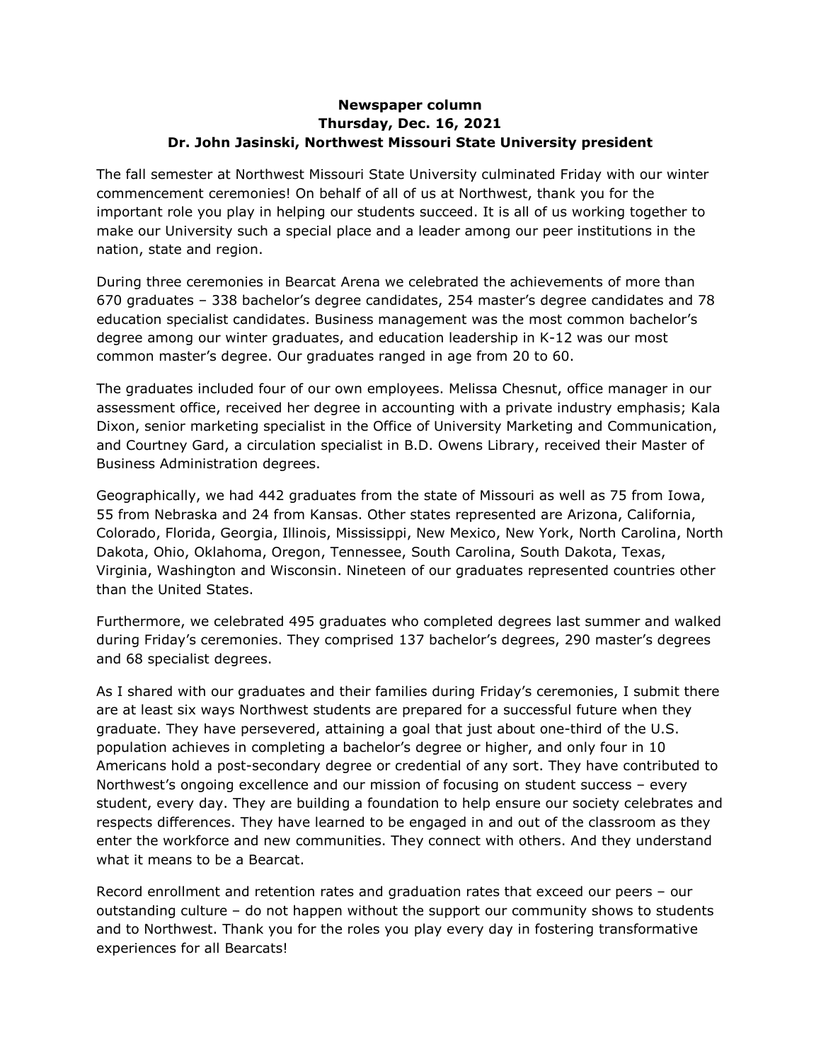**Newspaper column**
**Thursday, Dec. 16, 2021**
**Dr. John Jasinski, Northwest Missouri State University president**

The fall semester at Northwest Missouri State University culminated Friday with our winter commencement ceremonies! On behalf of all of us at Northwest, thank you for the important role you play in helping our students succeed. It is all of us working together to make our University such a special place and a leader among our peer institutions in the nation, state and region.

During three ceremonies in Bearcat Arena we celebrated the achievements of more than 670 graduates – 338 bachelor's degree candidates, 254 master's degree candidates and 78 education specialist candidates. Business management was the most common bachelor's degree among our winter graduates, and education leadership in K-12 was our most common master's degree. Our graduates ranged in age from 20 to 60.

The graduates included four of our own employees. Melissa Chesnut, office manager in our assessment office, received her degree in accounting with a private industry emphasis; Kala Dixon, senior marketing specialist in the Office of University Marketing and Communication, and Courtney Gard, a circulation specialist in B.D. Owens Library, received their Master of Business Administration degrees.

Geographically, we had 442 graduates from the state of Missouri as well as 75 from Iowa, 55 from Nebraska and 24 from Kansas. Other states represented are Arizona, California, Colorado, Florida, Georgia, Illinois, Mississippi, New Mexico, New York, North Carolina, North Dakota, Ohio, Oklahoma, Oregon, Tennessee, South Carolina, South Dakota, Texas, Virginia, Washington and Wisconsin. Nineteen of our graduates represented countries other than the United States.

Furthermore, we celebrated 495 graduates who completed degrees last summer and walked during Friday's ceremonies. They comprised 137 bachelor's degrees, 290 master's degrees and 68 specialist degrees.

As I shared with our graduates and their families during Friday's ceremonies, I submit there are at least six ways Northwest students are prepared for a successful future when they graduate. They have persevered, attaining a goal that just about one-third of the U.S. population achieves in completing a bachelor's degree or higher, and only four in 10 Americans hold a post-secondary degree or credential of any sort. They have contributed to Northwest's ongoing excellence and our mission of focusing on student success – every student, every day. They are building a foundation to help ensure our society celebrates and respects differences. They have learned to be engaged in and out of the classroom as they enter the workforce and new communities. They connect with others. And they understand what it means to be a Bearcat.

Record enrollment and retention rates and graduation rates that exceed our peers – our outstanding culture – do not happen without the support our community shows to students and to Northwest. Thank you for the roles you play every day in fostering transformative experiences for all Bearcats!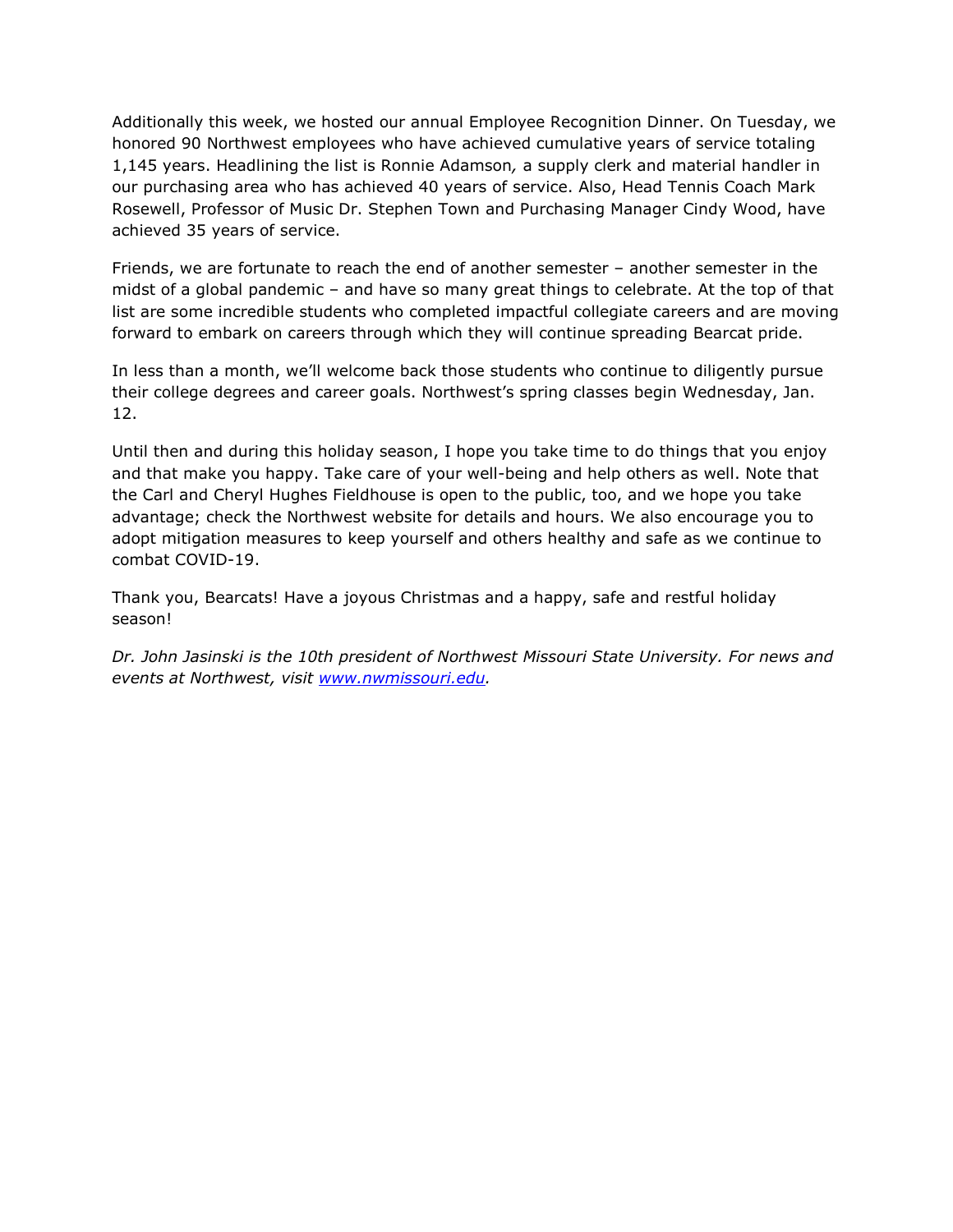Additionally this week, we hosted our annual Employee Recognition Dinner. On Tuesday, we honored 90 Northwest employees who have achieved cumulative years of service totaling 1,145 years. Headlining the list is Ronnie Adamson, a supply clerk and material handler in our purchasing area who has achieved 40 years of service. Also, Head Tennis Coach Mark Rosewell, Professor of Music Dr. Stephen Town and Purchasing Manager Cindy Wood, have achieved 35 years of service.

Friends, we are fortunate to reach the end of another semester – another semester in the midst of a global pandemic – and have so many great things to celebrate. At the top of that list are some incredible students who completed impactful collegiate careers and are moving forward to embark on careers through which they will continue spreading Bearcat pride.

In less than a month, we'll welcome back those students who continue to diligently pursue their college degrees and career goals. Northwest's spring classes begin Wednesday, Jan. 12.

Until then and during this holiday season, I hope you take time to do things that you enjoy and that make you happy. Take care of your well-being and help others as well. Note that the Carl and Cheryl Hughes Fieldhouse is open to the public, too, and we hope you take advantage; check the Northwest website for details and hours. We also encourage you to adopt mitigation measures to keep yourself and others healthy and safe as we continue to combat COVID-19.

Thank you, Bearcats! Have a joyous Christmas and a happy, safe and restful holiday season!

*Dr. John Jasinski is the 10th president of Northwest Missouri State University. For news and events at Northwest, visit [www.nwmissouri.edu](http://www.nwmissouri.edu).*